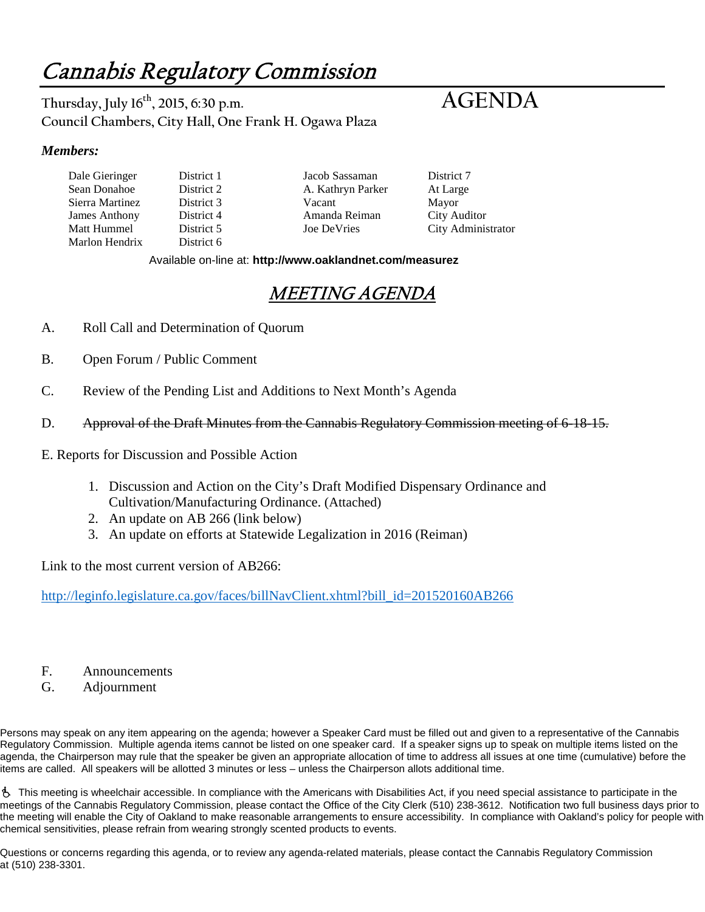# Cannabis Regulatory Commission

**Thursday, July 16th, 2015, 6:30 p.m.**
**Council Chambers, City Hall, One Frank H. Ogawa Plaza**

# AGENDA

***Members:***

| | | | |
|---|---|---|---|
| Dale Gieringer | District 1 | Jacob Sassaman | District 7 |
| Sean Donahoe | District 2 | A. Kathryn Parker | At Large |
| Sierra Martinez | District 3 | Vacant | Mayor |
| James Anthony | District 4 | Amanda Reiman | City Auditor |
| Matt Hummel | District 5 | Joe DeVries | City Administrator |
| Marlon Hendrix | District 6 | | |

Available on-line at: **http://www.oaklandnet.com/measurez**

## *MEETING AGENDA*

A. Roll Call and Determination of Quorum

B. Open Forum / Public Comment

C. Review of the Pending List and Additions to Next Month's Agenda

D. ~~Approval of the Draft Minutes from the Cannabis Regulatory Commission meeting of 6-18-15.~~

E. Reports for Discussion and Possible Action

1. Discussion and Action on the City's Draft Modified Dispensary Ordinance and Cultivation/Manufacturing Ordinance. (Attached)
2. An update on AB 266 (link below)
3. An update on efforts at Statewide Legalization in 2016 (Reiman)

Link to the most current version of AB266:

http://leginfo.legislature.ca.gov/faces/billNavClient.xhtml?bill_id=201520160AB266

F. Announcements

G. Adjournment

Persons may speak on any item appearing on the agenda; however a Speaker Card must be filled out and given to a representative of the Cannabis Regulatory Commission. Multiple agenda items cannot be listed on one speaker card. If a speaker signs up to speak on multiple items listed on the agenda, the Chairperson may rule that the speaker be given an appropriate allocation of time to address all issues at one time (cumulative) before the items are called. All speakers will be allotted 3 minutes or less – unless the Chairperson allots additional time.

♿ This meeting is wheelchair accessible. In compliance with the Americans with Disabilities Act, if you need special assistance to participate in the meetings of the Cannabis Regulatory Commission, please contact the Office of the City Clerk (510) 238-3612. Notification two full business days prior to the meeting will enable the City of Oakland to make reasonable arrangements to ensure accessibility. In compliance with Oakland's policy for people with chemical sensitivities, please refrain from wearing strongly scented products to events.

Questions or concerns regarding this agenda, or to review any agenda-related materials, please contact the Cannabis Regulatory Commission at (510) 238-3301.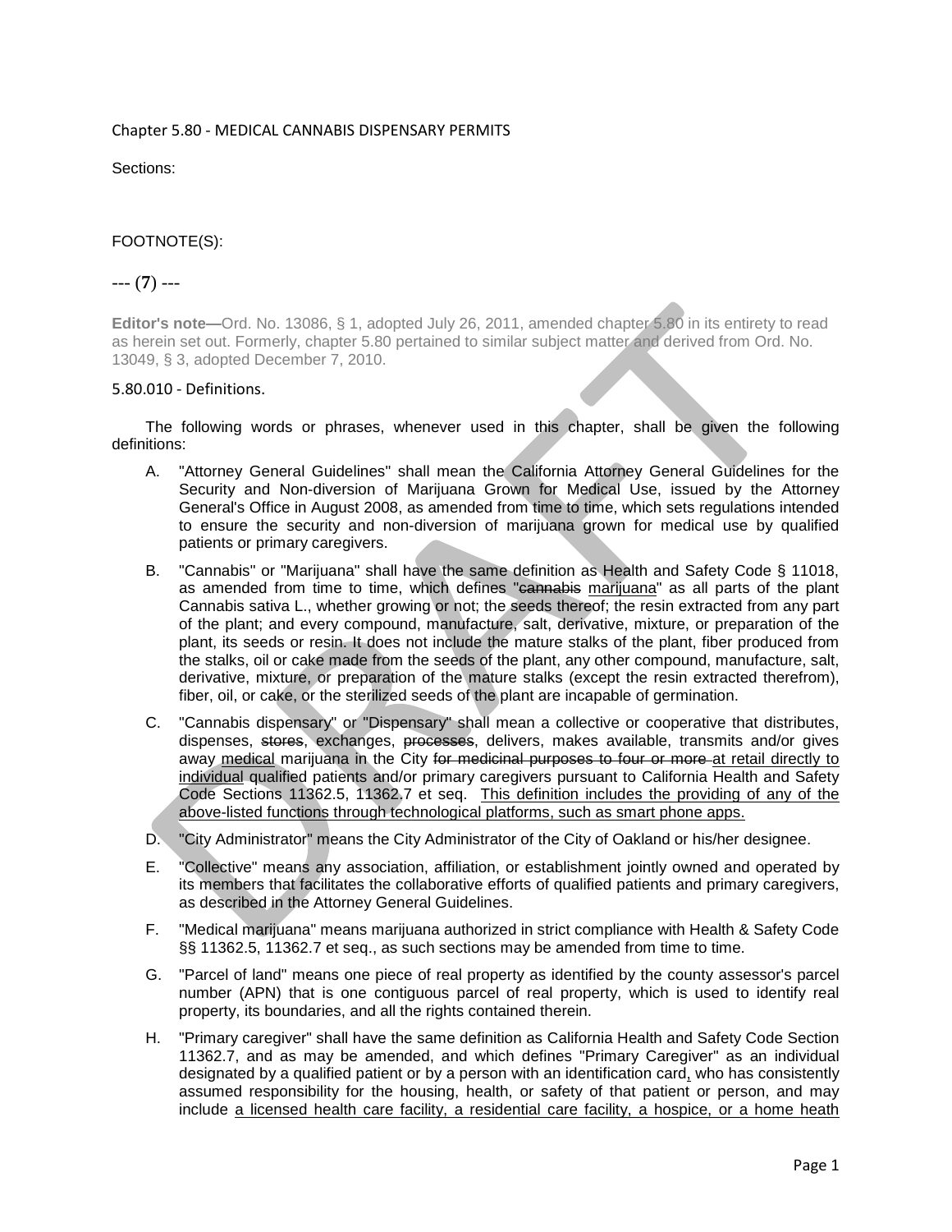Chapter 5.80 - MEDICAL CANNABIS DISPENSARY PERMITS

Sections:

FOOTNOTE(S):

--- (7) ---

**Editor's note—**Ord. No. 13086, § 1, adopted July 26, 2011, amended chapter 5.80 in its entirety to read as herein set out. Formerly, chapter 5.80 pertained to similar subject matter and derived from Ord. No. 13049, § 3, adopted December 7, 2010.

5.80.010 - Definitions.

The following words or phrases, whenever used in this chapter, shall be given the following definitions:

A. "Attorney General Guidelines" shall mean the California Attorney General Guidelines for the Security and Non-diversion of Marijuana Grown for Medical Use, issued by the Attorney General's Office in August 2008, as amended from time to time, which sets regulations intended to ensure the security and non-diversion of marijuana grown for medical use by qualified patients or primary caregivers.

B. "Cannabis" or "Marijuana" shall have the same definition as Health and Safety Code § 11018, as amended from time to time, which defines "~~cannabis~~ <u>marijuana</u>" as all parts of the plant Cannabis sativa L., whether growing or not; the seeds thereof; the resin extracted from any part of the plant; and every compound, manufacture, salt, derivative, mixture, or preparation of the plant, its seeds or resin. It does not include the mature stalks of the plant, fiber produced from the stalks, oil or cake made from the seeds of the plant, any other compound, manufacture, salt, derivative, mixture, or preparation of the mature stalks (except the resin extracted therefrom), fiber, oil, or cake, or the sterilized seeds of the plant are incapable of germination.

C. "Cannabis dispensary" or "Dispensary" shall mean a collective or cooperative that distributes, dispenses, ~~stores~~, exchanges, ~~processes~~, delivers, makes available, transmits and/or gives away <u>medical</u> marijuana in the City ~~for medicinal purposes to four or more~~ <u>at retail directly to individual</u> qualified patients and/or primary caregivers pursuant to California Health and Safety Code Sections 11362.5, 11362.7 et seq. <u>This definition includes the providing of any of the above-listed functions through technological platforms, such as smart phone apps.</u>

D. "City Administrator" means the City Administrator of the City of Oakland or his/her designee.

E. "Collective" means any association, affiliation, or establishment jointly owned and operated by its members that facilitates the collaborative efforts of qualified patients and primary caregivers, as described in the Attorney General Guidelines.

F. "Medical marijuana" means marijuana authorized in strict compliance with Health & Safety Code §§ 11362.5, 11362.7 et seq., as such sections may be amended from time to time.

G. "Parcel of land" means one piece of real property as identified by the county assessor's parcel number (APN) that is one contiguous parcel of real property, which is used to identify real property, its boundaries, and all the rights contained therein.

H. "Primary caregiver" shall have the same definition as California Health and Safety Code Section 11362.7, and as may be amended, and which defines "Primary Caregiver" as an individual designated by a qualified patient or by a person with an identification card<u>,</u> who has consistently assumed responsibility for the housing, health, or safety of that patient or person, and may include <u>a licensed health care facility, a residential care facility, a hospice, or a home heath</u>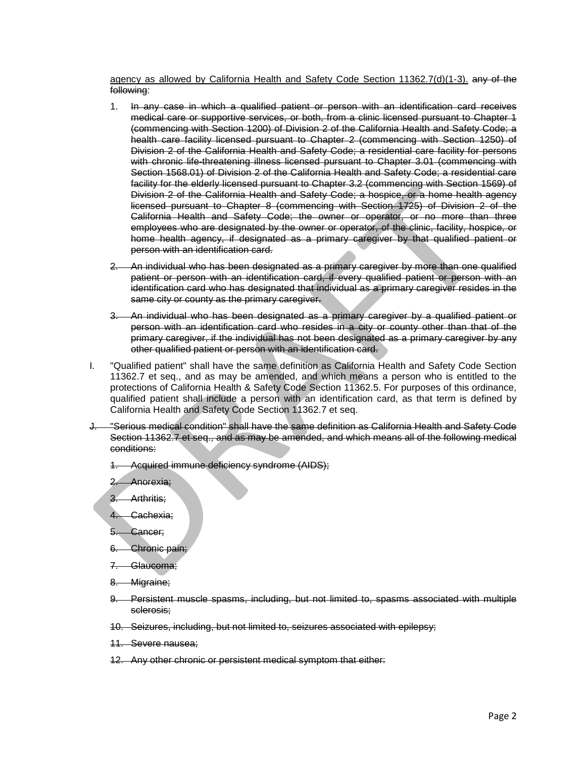<u>agency as allowed by California Health and Safety Code Section 11362.7(d)(1-3).</u> ~~any of the following:~~

1. ~~In any case in which a qualified patient or person with an identification card receives medical care or supportive services, or both, from a clinic licensed pursuant to Chapter 1 (commencing with Section 1200) of Division 2 of the California Health and Safety Code; a health care facility licensed pursuant to Chapter 2 (commencing with Section 1250) of Division 2 of the California Health and Safety Code; a residential care facility for persons with chronic life-threatening illness licensed pursuant to Chapter 3.01 (commencing with Section 1568.01) of Division 2 of the California Health and Safety Code; a residential care facility for the elderly licensed pursuant to Chapter 3.2 (commencing with Section 1569) of Division 2 of the California Health and Safety Code; a hospice, or a home health agency licensed pursuant to Chapter 8 (commencing with Section 1725) of Division 2 of the California Health and Safety Code; the owner or operator, or no more than three employees who are designated by the owner or operator, of the clinic, facility, hospice, or home health agency, if designated as a primary caregiver by that qualified patient or person with an identification card.~~

2. ~~An individual who has been designated as a primary caregiver by more than one qualified patient or person with an identification card, if every qualified patient or person with an identification card who has designated that individual as a primary caregiver resides in the same city or county as the primary caregiver.~~

3. ~~An individual who has been designated as a primary caregiver by a qualified patient or person with an identification card who resides in a city or county other than that of the primary caregiver, if the individual has not been designated as a primary caregiver by any other qualified patient or person with an identification card.~~

I. "Qualified patient" shall have the same definition as California Health and Safety Code Section 11362.7 et seq., and as may be amended, and which means a person who is entitled to the protections of California Health & Safety Code Section 11362.5. For purposes of this ordinance, qualified patient shall include a person with an identification card, as that term is defined by California Health and Safety Code Section 11362.7 et seq.

J. ~~"Serious medical condition" shall have the same definition as California Health and Safety Code Section 11362.7 et seq., and as may be amended, and which means all of the following medical conditions:~~

1. ~~Acquired immune deficiency syndrome (AIDS);~~
2. ~~Anorexia;~~
3. ~~Arthritis;~~
4. ~~Cachexia;~~
5. ~~Cancer;~~
6. ~~Chronic pain;~~
7. ~~Glaucoma;~~
8. ~~Migraine;~~
9. ~~Persistent muscle spasms, including, but not limited to, spasms associated with multiple sclerosis;~~
10. ~~Seizures, including, but not limited to, seizures associated with epilepsy;~~
11. ~~Severe nausea;~~
12. ~~Any other chronic or persistent medical symptom that either:~~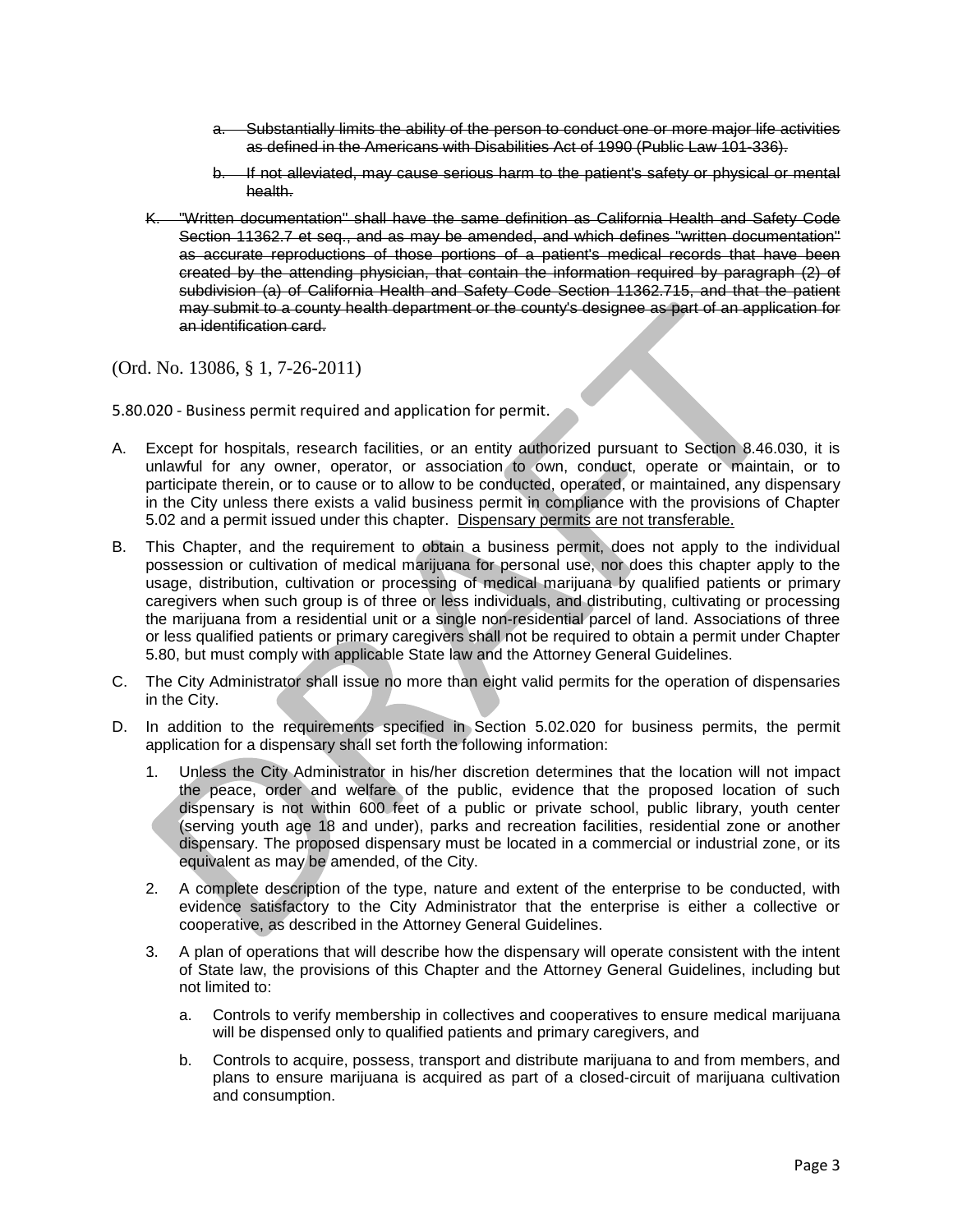a. ~~Substantially limits the ability of the person to conduct one or more major life activities as defined in the Americans with Disabilities Act of 1990 (Public Law 101-336).~~

b. ~~If not alleviated, may cause serious harm to the patient's safety or physical or mental health.~~

K. ~~"Written documentation" shall have the same definition as California Health and Safety Code Section 11362.7 et seq., and as may be amended, and which defines "written documentation" as accurate reproductions of those portions of a patient's medical records that have been created by the attending physician, that contain the information required by paragraph (2) of subdivision (a) of California Health and Safety Code Section 11362.715, and that the patient may submit to a county health department or the county's designee as part of an application for an identification card.~~

(Ord. No. 13086, § 1, 7-26-2011)

5.80.020 - Business permit required and application for permit.

A. Except for hospitals, research facilities, or an entity authorized pursuant to Section 8.46.030, it is unlawful for any owner, operator, or association to own, conduct, operate or maintain, or to participate therein, or to cause or to allow to be conducted, operated, or maintained, any dispensary in the City unless there exists a valid business permit in compliance with the provisions of Chapter 5.02 and a permit issued under this chapter. <u>Dispensary permits are not transferable.</u>

B. This Chapter, and the requirement to obtain a business permit, does not apply to the individual possession or cultivation of medical marijuana for personal use, nor does this chapter apply to the usage, distribution, cultivation or processing of medical marijuana by qualified patients or primary caregivers when such group is of three or less individuals, and distributing, cultivating or processing the marijuana from a residential unit or a single non-residential parcel of land. Associations of three or less qualified patients or primary caregivers shall not be required to obtain a permit under Chapter 5.80, but must comply with applicable State law and the Attorney General Guidelines.

C. The City Administrator shall issue no more than eight valid permits for the operation of dispensaries in the City.

D. In addition to the requirements specified in Section 5.02.020 for business permits, the permit application for a dispensary shall set forth the following information:

   1. Unless the City Administrator in his/her discretion determines that the location will not impact the peace, order and welfare of the public, evidence that the proposed location of such dispensary is not within 600 feet of a public or private school, public library, youth center (serving youth age 18 and under), parks and recreation facilities, residential zone or another dispensary. The proposed dispensary must be located in a commercial or industrial zone, or its equivalent as may be amended, of the City.

   2. A complete description of the type, nature and extent of the enterprise to be conducted, with evidence satisfactory to the City Administrator that the enterprise is either a collective or cooperative, as described in the Attorney General Guidelines.

   3. A plan of operations that will describe how the dispensary will operate consistent with the intent of State law, the provisions of this Chapter and the Attorney General Guidelines, including but not limited to:

      a. Controls to verify membership in collectives and cooperatives to ensure medical marijuana will be dispensed only to qualified patients and primary caregivers, and

      b. Controls to acquire, possess, transport and distribute marijuana to and from members, and plans to ensure marijuana is acquired as part of a closed-circuit of marijuana cultivation and consumption.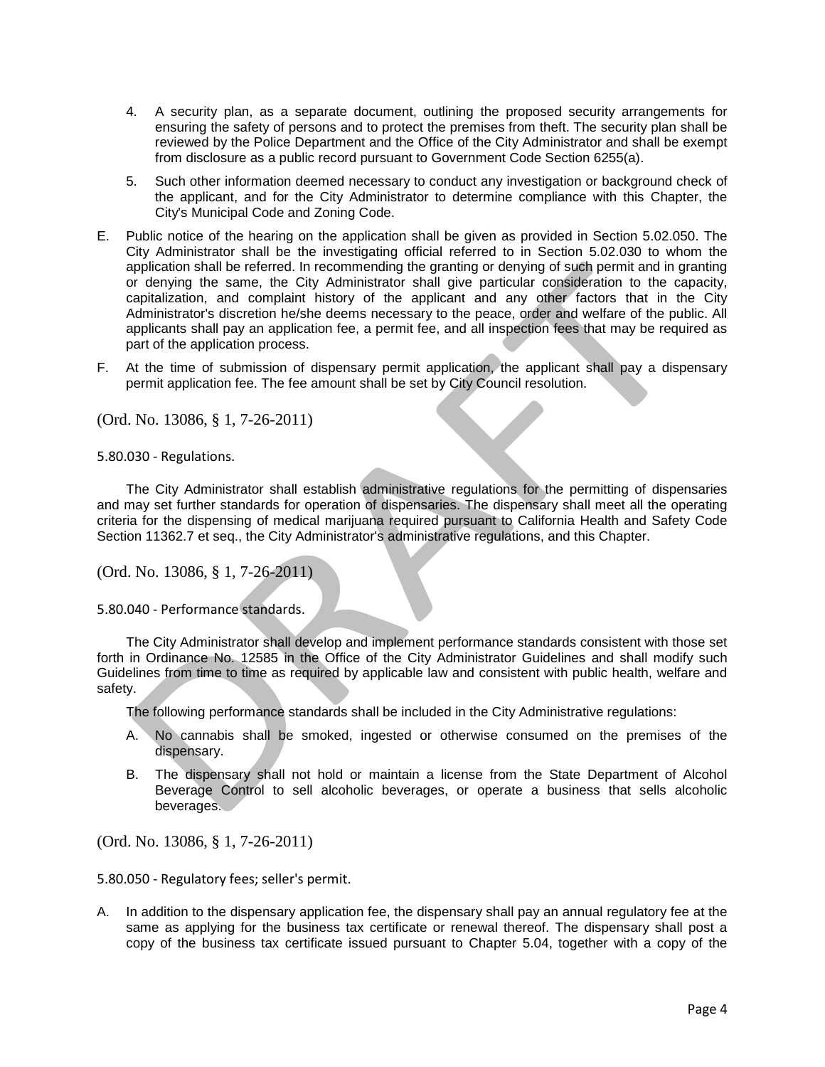4. A security plan, as a separate document, outlining the proposed security arrangements for ensuring the safety of persons and to protect the premises from theft. The security plan shall be reviewed by the Police Department and the Office of the City Administrator and shall be exempt from disclosure as a public record pursuant to Government Code Section 6255(a).

5. Such other information deemed necessary to conduct any investigation or background check of the applicant, and for the City Administrator to determine compliance with this Chapter, the City's Municipal Code and Zoning Code.

E. Public notice of the hearing on the application shall be given as provided in Section 5.02.050. The City Administrator shall be the investigating official referred to in Section 5.02.030 to whom the application shall be referred. In recommending the granting or denying of such permit and in granting or denying the same, the City Administrator shall give particular consideration to the capacity, capitalization, and complaint history of the applicant and any other factors that in the City Administrator's discretion he/she deems necessary to the peace, order and welfare of the public. All applicants shall pay an application fee, a permit fee, and all inspection fees that may be required as part of the application process.

F. At the time of submission of dispensary permit application, the applicant shall pay a dispensary permit application fee. The fee amount shall be set by City Council resolution.

(Ord. No. 13086, § 1, 7-26-2011)

5.80.030 - Regulations.

The City Administrator shall establish administrative regulations for the permitting of dispensaries and may set further standards for operation of dispensaries. The dispensary shall meet all the operating criteria for the dispensing of medical marijuana required pursuant to California Health and Safety Code Section 11362.7 et seq., the City Administrator's administrative regulations, and this Chapter.

(Ord. No. 13086, § 1, 7-26-2011)

5.80.040 - Performance standards.

The City Administrator shall develop and implement performance standards consistent with those set forth in Ordinance No. 12585 in the Office of the City Administrator Guidelines and shall modify such Guidelines from time to time as required by applicable law and consistent with public health, welfare and safety.

The following performance standards shall be included in the City Administrative regulations:

A. No cannabis shall be smoked, ingested or otherwise consumed on the premises of the dispensary.

B. The dispensary shall not hold or maintain a license from the State Department of Alcohol Beverage Control to sell alcoholic beverages, or operate a business that sells alcoholic beverages.

(Ord. No. 13086, § 1, 7-26-2011)

5.80.050 - Regulatory fees; seller's permit.

A. In addition to the dispensary application fee, the dispensary shall pay an annual regulatory fee at the same as applying for the business tax certificate or renewal thereof. The dispensary shall post a copy of the business tax certificate issued pursuant to Chapter 5.04, together with a copy of the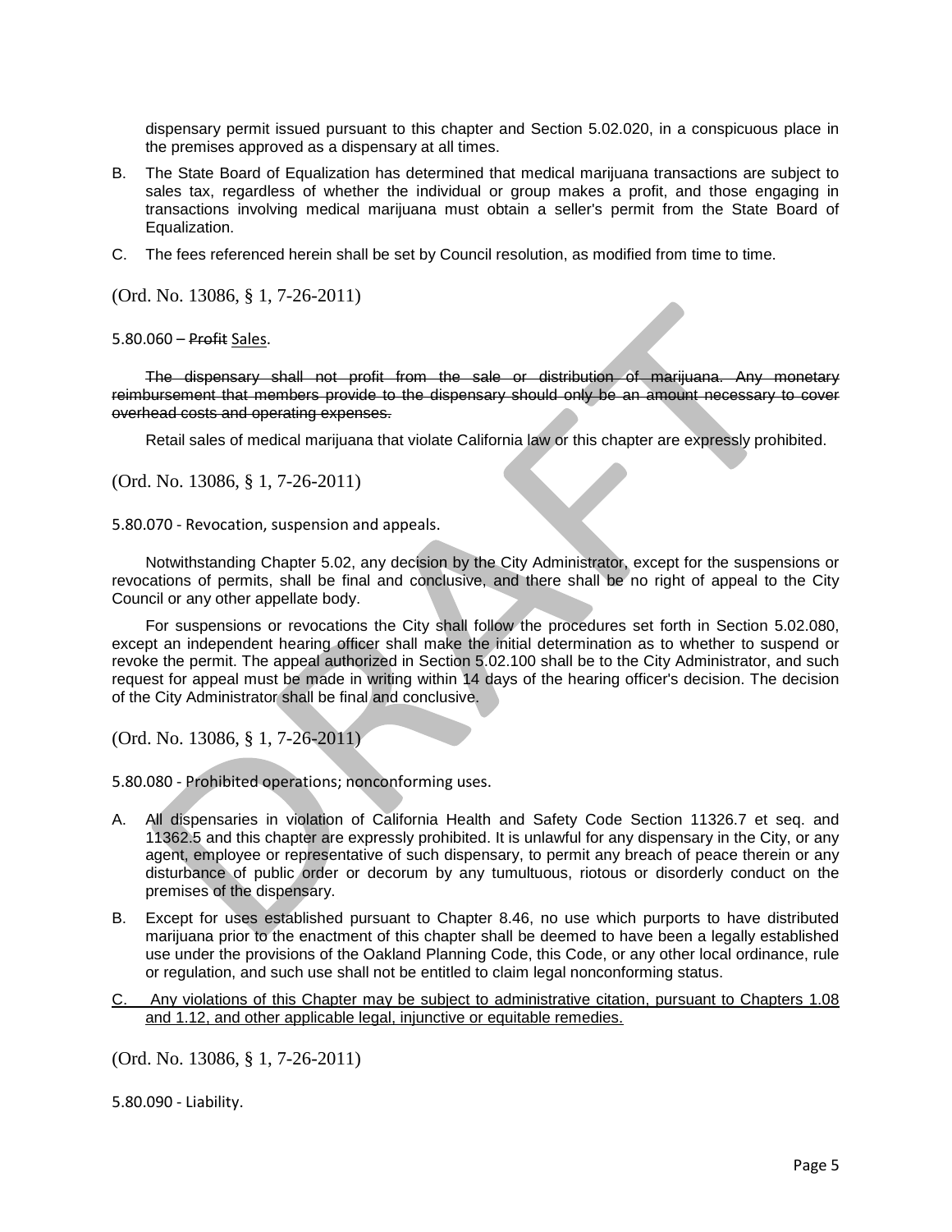dispensary permit issued pursuant to this chapter and Section 5.02.020, in a conspicuous place in the premises approved as a dispensary at all times.

B. The State Board of Equalization has determined that medical marijuana transactions are subject to sales tax, regardless of whether the individual or group makes a profit, and those engaging in transactions involving medical marijuana must obtain a seller's permit from the State Board of Equalization.

C. The fees referenced herein shall be set by Council resolution, as modified from time to time.

(Ord. No. 13086, § 1, 7-26-2011)

5.80.060 – ~~Profit~~ <u>Sales</u>.

~~The dispensary shall not profit from the sale or distribution of marijuana. Any monetary reimbursement that members provide to the dispensary should only be an amount necessary to cover overhead costs and operating expenses.~~

Retail sales of medical marijuana that violate California law or this chapter are expressly prohibited.

(Ord. No. 13086, § 1, 7-26-2011)

5.80.070 - Revocation, suspension and appeals.

Notwithstanding Chapter 5.02, any decision by the City Administrator, except for the suspensions or revocations of permits, shall be final and conclusive, and there shall be no right of appeal to the City Council or any other appellate body.

For suspensions or revocations the City shall follow the procedures set forth in Section 5.02.080, except an independent hearing officer shall make the initial determination as to whether to suspend or revoke the permit. The appeal authorized in Section 5.02.100 shall be to the City Administrator, and such request for appeal must be made in writing within 14 days of the hearing officer's decision. The decision of the City Administrator shall be final and conclusive.

(Ord. No. 13086, § 1, 7-26-2011)

5.80.080 - Prohibited operations; nonconforming uses.

A. All dispensaries in violation of California Health and Safety Code Section 11326.7 et seq. and 11362.5 and this chapter are expressly prohibited. It is unlawful for any dispensary in the City, or any agent, employee or representative of such dispensary, to permit any breach of peace therein or any disturbance of public order or decorum by any tumultuous, riotous or disorderly conduct on the premises of the dispensary.

B. Except for uses established pursuant to Chapter 8.46, no use which purports to have distributed marijuana prior to the enactment of this chapter shall be deemed to have been a legally established use under the provisions of the Oakland Planning Code, this Code, or any other local ordinance, rule or regulation, and such use shall not be entitled to claim legal nonconforming status.

<u>C. Any violations of this Chapter may be subject to administrative citation, pursuant to Chapters 1.08 and 1.12, and other applicable legal, injunctive or equitable remedies.</u>

(Ord. No. 13086, § 1, 7-26-2011)

5.80.090 - Liability.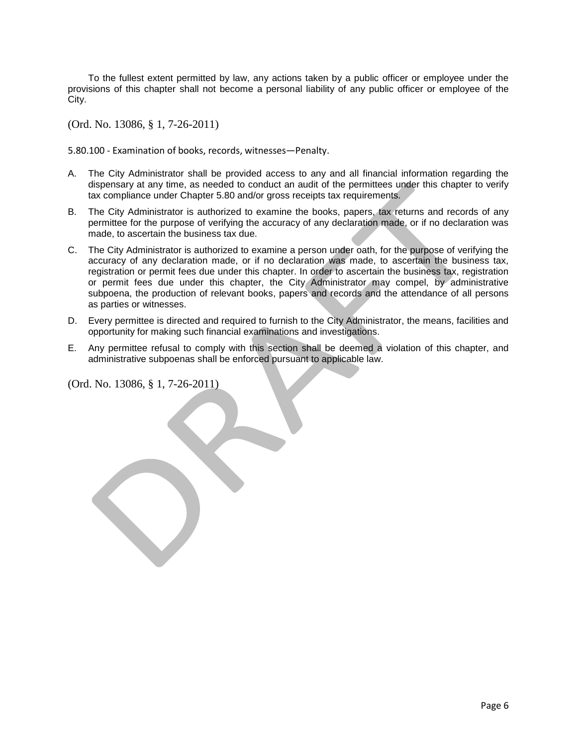To the fullest extent permitted by law, any actions taken by a public officer or employee under the provisions of this chapter shall not become a personal liability of any public officer or employee of the City.

(Ord. No. 13086, § 1, 7-26-2011)

5.80.100 - Examination of books, records, witnesses—Penalty.

A. The City Administrator shall be provided access to any and all financial information regarding the dispensary at any time, as needed to conduct an audit of the permittees under this chapter to verify tax compliance under Chapter 5.80 and/or gross receipts tax requirements.

B. The City Administrator is authorized to examine the books, papers, tax returns and records of any permittee for the purpose of verifying the accuracy of any declaration made, or if no declaration was made, to ascertain the business tax due.

C. The City Administrator is authorized to examine a person under oath, for the purpose of verifying the accuracy of any declaration made, or if no declaration was made, to ascertain the business tax, registration or permit fees due under this chapter. In order to ascertain the business tax, registration or permit fees due under this chapter, the City Administrator may compel, by administrative subpoena, the production of relevant books, papers and records and the attendance of all persons as parties or witnesses.

D. Every permittee is directed and required to furnish to the City Administrator, the means, facilities and opportunity for making such financial examinations and investigations.

E. Any permittee refusal to comply with this section shall be deemed a violation of this chapter, and administrative subpoenas shall be enforced pursuant to applicable law.

(Ord. No. 13086, § 1, 7-26-2011)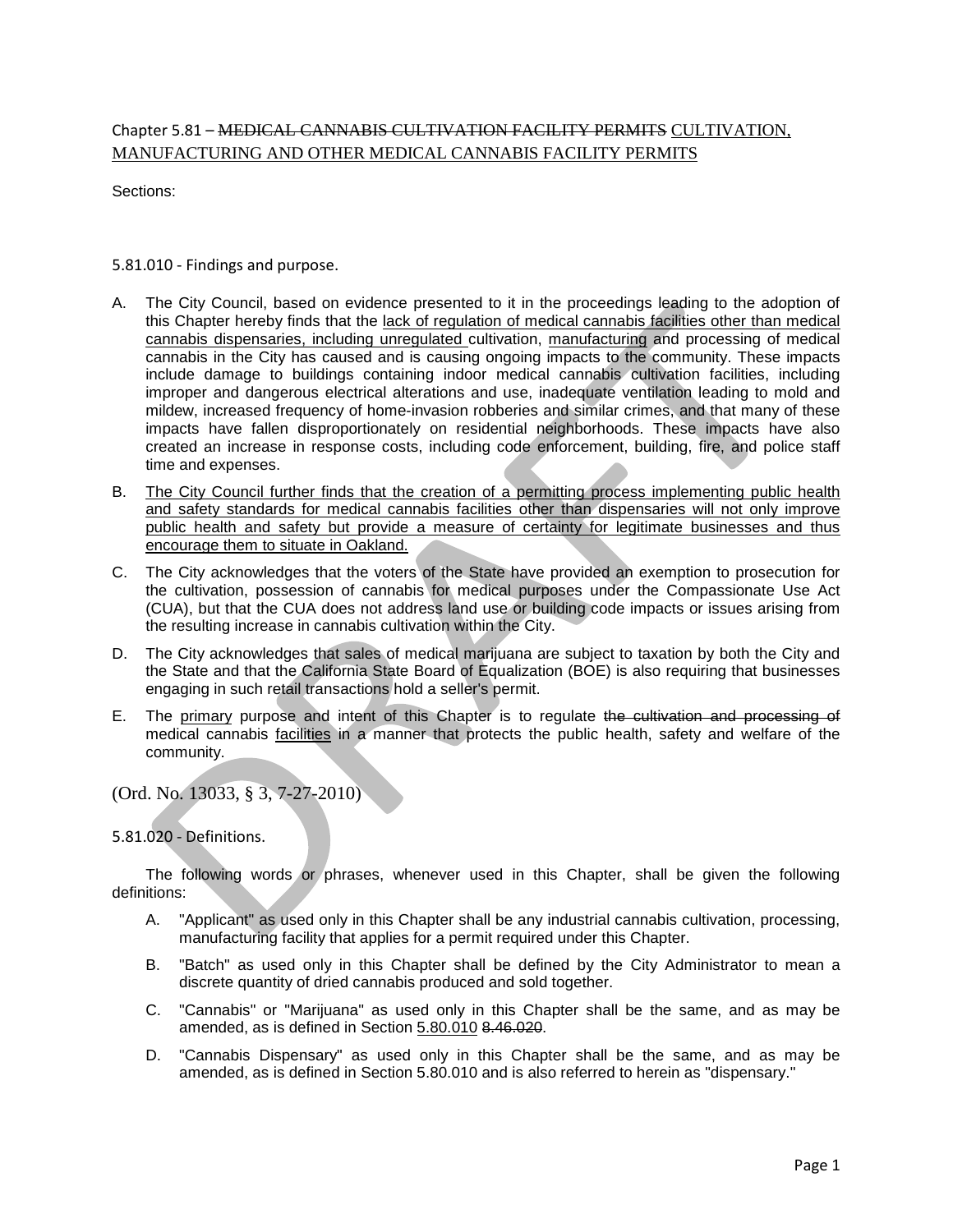Chapter 5.81 – ~~MEDICAL CANNABIS CULTIVATION FACILITY PERMITS~~ <u>CULTIVATION, MANUFACTURING AND OTHER MEDICAL CANNABIS FACILITY PERMITS</u>

Sections:

5.81.010 - Findings and purpose.

A. The City Council, based on evidence presented to it in the proceedings leading to the adoption of this Chapter hereby finds that the <u>lack of regulation of medical cannabis facilities other than medical cannabis dispensaries, including unregulated</u> cultivation, <u>manufacturing</u> and processing of medical cannabis in the City has caused and is causing ongoing impacts to the community. These impacts include damage to buildings containing indoor medical cannabis cultivation facilities, including improper and dangerous electrical alterations and use, inadequate ventilation leading to mold and mildew, increased frequency of home-invasion robberies and similar crimes, and that many of these impacts have fallen disproportionately on residential neighborhoods. These impacts have also created an increase in response costs, including code enforcement, building, fire, and police staff time and expenses.

B. <u>The City Council further finds that the creation of a permitting process implementing public health and safety standards for medical cannabis facilities other than dispensaries will not only improve public health and safety but provide a measure of certainty for legitimate businesses and thus encourage them to situate in Oakland.</u>

C. The City acknowledges that the voters of the State have provided an exemption to prosecution for the cultivation, possession of cannabis for medical purposes under the Compassionate Use Act (CUA), but that the CUA does not address land use or building code impacts or issues arising from the resulting increase in cannabis cultivation within the City.

D. The City acknowledges that sales of medical marijuana are subject to taxation by both the City and the State and that the California State Board of Equalization (BOE) is also requiring that businesses engaging in such retail transactions hold a seller's permit.

E. The <u>primary</u> purpose and intent of this Chapter is to regulate ~~the cultivation and processing of~~ medical cannabis <u>facilities</u> in a manner that protects the public health, safety and welfare of the community.

(Ord. No. 13033, § 3, 7-27-2010)

5.81.020 - Definitions.

The following words or phrases, whenever used in this Chapter, shall be given the following definitions:

A. "Applicant" as used only in this Chapter shall be any industrial cannabis cultivation, processing, manufacturing facility that applies for a permit required under this Chapter.

B. "Batch" as used only in this Chapter shall be defined by the City Administrator to mean a discrete quantity of dried cannabis produced and sold together.

C. "Cannabis" or "Marijuana" as used only in this Chapter shall be the same, and as may be amended, as is defined in Section <u>5.80.010</u> ~~8.46.020~~.

D. "Cannabis Dispensary" as used only in this Chapter shall be the same, and as may be amended, as is defined in Section 5.80.010 and is also referred to herein as "dispensary."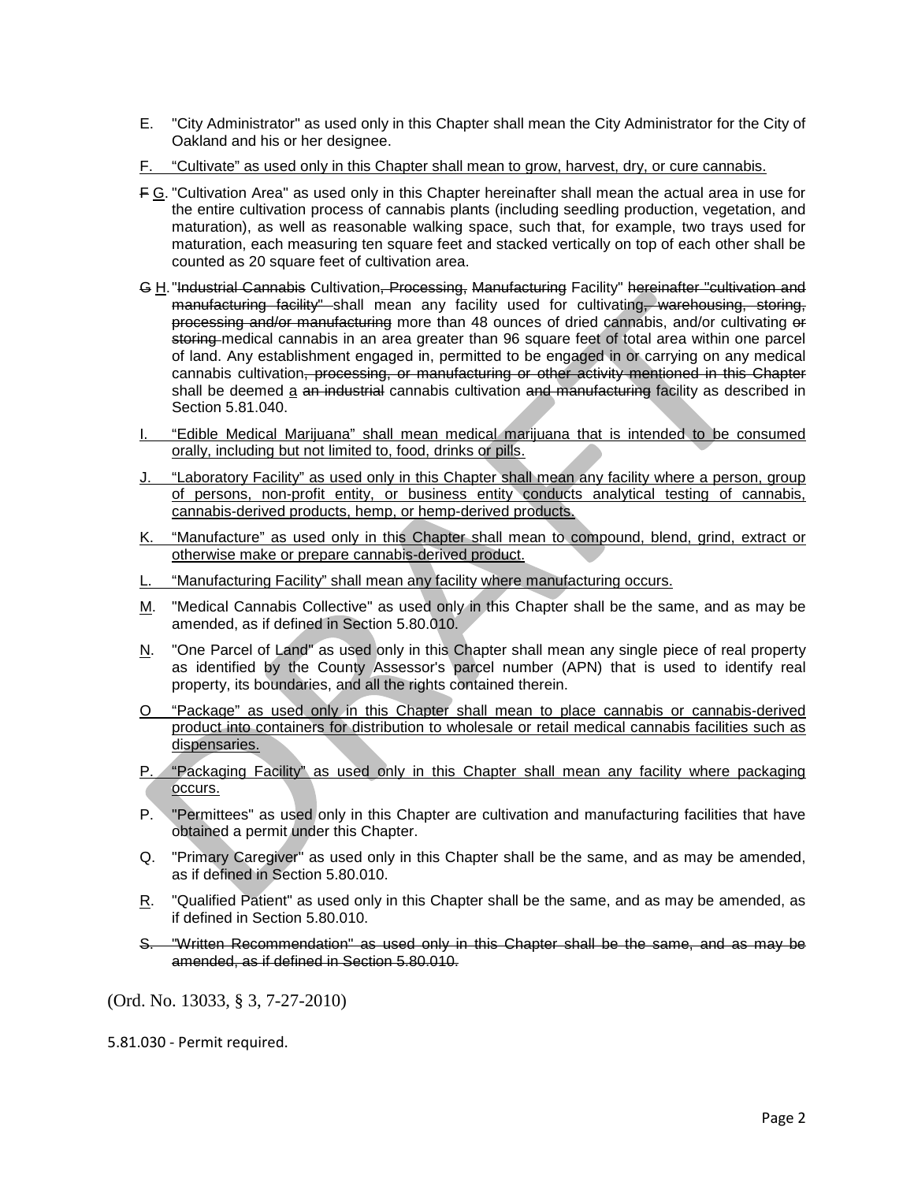E. "City Administrator" as used only in this Chapter shall mean the City Administrator for the City of Oakland and his or her designee.

<u>F. "Cultivate" as used only in this Chapter shall mean to grow, harvest, dry, or cure cannabis.</u>

~~F~~ <u>G</u>. "Cultivation Area" as used only in this Chapter hereinafter shall mean the actual area in use for the entire cultivation process of cannabis plants (including seedling production, vegetation, and maturation), as well as reasonable walking space, such that, for example, two trays used for maturation, each measuring ten square feet and stacked vertically on top of each other shall be counted as 20 square feet of cultivation area.

~~G~~ <u>H</u>. "~~Industrial Cannabis~~ Cultivation~~, Processing, Manufacturing~~ Facility" ~~hereinafter "cultivation and manufacturing facility"~~ shall mean any facility used for cultivating~~, warehousing, storing, processing and/or manufacturing~~ more than 48 ounces of dried cannabis, and/or cultivating ~~or storing~~ medical cannabis in an area greater than 96 square feet of total area within one parcel of land. Any establishment engaged in, permitted to be engaged in or carrying on any medical cannabis cultivation~~, processing, or manufacturing or other activity mentioned in this Chapter~~ shall be deemed <u>a</u> ~~an industrial~~ cannabis cultivation ~~and manufacturing~~ facility as described in Section 5.81.040.

<u>I. "Edible Medical Marijuana" shall mean medical marijuana that is intended to be consumed orally, including but not limited to, food, drinks or pills.</u>

<u>J. "Laboratory Facility" as used only in this Chapter shall mean any facility where a person, group of persons, non-profit entity, or business entity conducts analytical testing of cannabis, cannabis-derived products, hemp, or hemp-derived products.</u>

<u>K. "Manufacture" as used only in this Chapter shall mean to compound, blend, grind, extract or otherwise make or prepare cannabis-derived product.</u>

<u>L. "Manufacturing Facility" shall mean any facility where manufacturing occurs.</u>

<u>M</u>. "Medical Cannabis Collective" as used only in this Chapter shall be the same, and as may be amended, as if defined in Section 5.80.010.

<u>N</u>. "One Parcel of Land" as used only in this Chapter shall mean any single piece of real property as identified by the County Assessor's parcel number (APN) that is used to identify real property, its boundaries, and all the rights contained therein.

<u>O "Package" as used only in this Chapter shall mean to place cannabis or cannabis-derived product into containers for distribution to wholesale or retail medical cannabis facilities such as dispensaries.</u>

<u>P. "Packaging Facility" as used only in this Chapter shall mean any facility where packaging occurs.</u>

P. "Permittees" as used only in this Chapter are cultivation and manufacturing facilities that have obtained a permit under this Chapter.

Q. "Primary Caregiver" as used only in this Chapter shall be the same, and as may be amended, as if defined in Section 5.80.010.

<u>R</u>. "Qualified Patient" as used only in this Chapter shall be the same, and as may be amended, as if defined in Section 5.80.010.

~~S. "Written Recommendation" as used only in this Chapter shall be the same, and as may be amended, as if defined in Section 5.80.010.~~

(Ord. No. 13033, § 3, 7-27-2010)

5.81.030 - Permit required.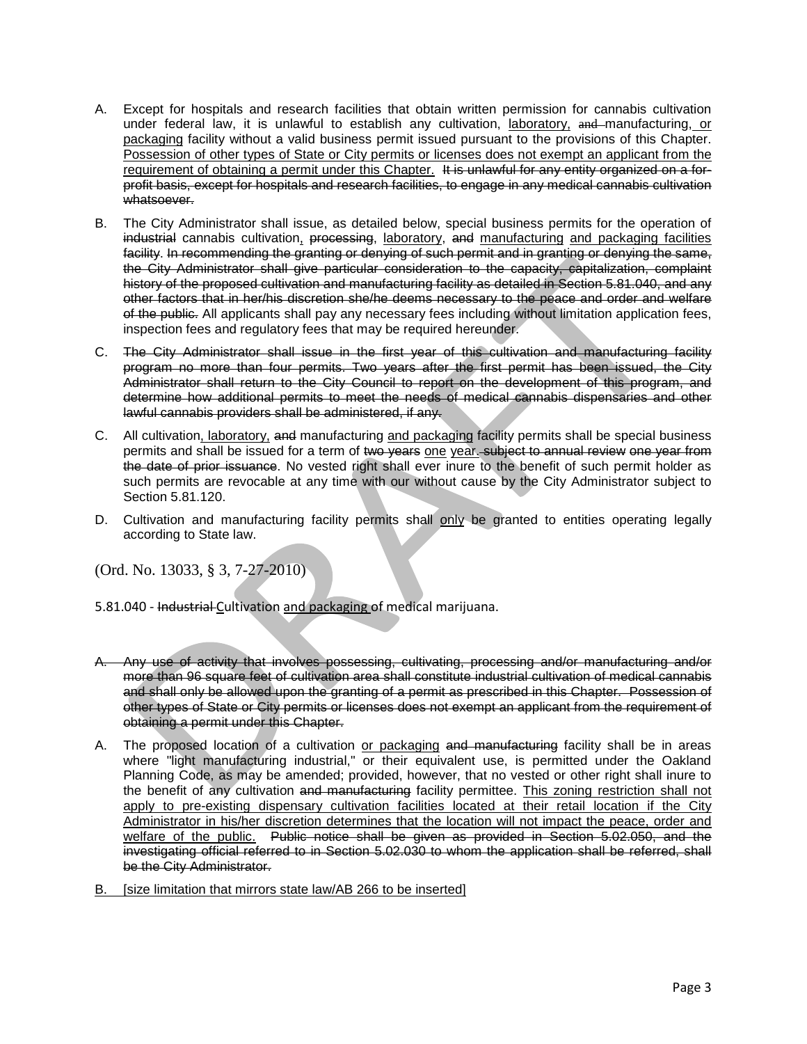A. Except for hospitals and research facilities that obtain written permission for cannabis cultivation under federal law, it is unlawful to establish any cultivation, <u>laboratory,</u> ~~and~~ manufacturing<u>, or packaging</u> facility without a valid business permit issued pursuant to the provisions of this Chapter. <u>Possession of other types of State or City permits or licenses does not exempt an applicant from the requirement of obtaining a permit under this Chapter.</u> ~~It is unlawful for any entity organized on a for-profit basis, except for hospitals and research facilities, to engage in any medical cannabis cultivation whatsoever.~~

B. The City Administrator shall issue, as detailed below, special business permits for the operation of ~~industrial~~ cannabis cultivation<u>,</u> ~~processing~~, <u>laboratory</u>, ~~and~~ <u>manufacturing</u> <u>and packaging facilities</u> facility. ~~In recommending the granting or denying of such permit and in granting or denying the same, the City Administrator shall give particular consideration to the capacity, capitalization, complaint history of the proposed cultivation and manufacturing facility as detailed in Section 5.81.040, and any other factors that in her/his discretion she/he deems necessary to the peace and order and welfare of the public.~~ All applicants shall pay any necessary fees including without limitation application fees, inspection fees and regulatory fees that may be required hereunder.

C. ~~The City Administrator shall issue in the first year of this cultivation and manufacturing facility program no more than four permits. Two years after the first permit has been issued, the City Administrator shall return to the City Council to report on the development of this program, and determine how additional permits to meet the needs of medical cannabis dispensaries and other lawful cannabis providers shall be administered, if any.~~

C. All cultivation<u>, laboratory,</u> ~~and~~ manufacturing <u>and packaging</u> facility permits shall be special business permits and shall be issued for a term of ~~two years~~ <u>one</u> <u>year.</u> ~~subject to annual review~~ ~~one year from the date of prior issuance~~. No vested right shall ever inure to the benefit of such permit holder as such permits are revocable at any time with our without cause by the City Administrator subject to Section 5.81.120.

D. Cultivation and manufacturing facility permits shall <u>only</u> be granted to entities operating legally according to State law.

(Ord. No. 13033, § 3, 7-27-2010)

5.81.040 - ~~Industrial~~ <u>C</u>ultivation <u>and packaging</u> of medical marijuana.

~~A. Any use of activity that involves possessing, cultivating, processing and/or manufacturing and/or more than 96 square feet of cultivation area shall constitute industrial cultivation of medical cannabis and shall only be allowed upon the granting of a permit as prescribed in this Chapter. Possession of other types of State or City permits or licenses does not exempt an applicant from the requirement of obtaining a permit under this Chapter.~~

A. The proposed location of a cultivation <u>or packaging</u> ~~and manufacturing~~ facility shall be in areas where "light manufacturing industrial," or their equivalent use, is permitted under the Oakland Planning Code, as may be amended; provided, however, that no vested or other right shall inure to the benefit of any cultivation ~~and manufacturing~~ facility permittee. <u>This zoning restriction shall not apply to pre-existing dispensary cultivation facilities located at their retail location if the City Administrator in his/her discretion determines that the location will not impact the peace, order and welfare of the public.</u> ~~Public notice shall be given as provided in Section 5.02.050, and the investigating official referred to in Section 5.02.030 to whom the application shall be referred, shall be the City Administrator.~~

<u>B. [size limitation that mirrors state law/AB 266 to be inserted]</u>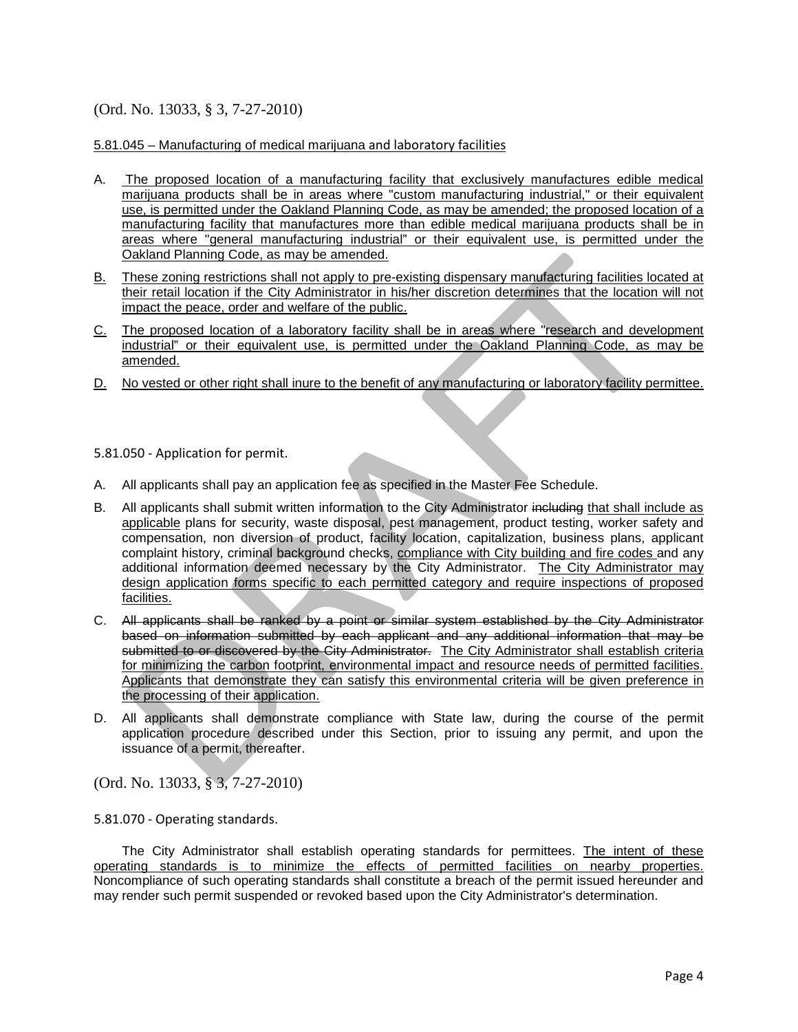(Ord. No. 13033, § 3, 7-27-2010)

5.81.045 – Manufacturing of medical marijuana and laboratory facilities

A. The proposed location of a manufacturing facility that exclusively manufactures edible medical marijuana products shall be in areas where "custom manufacturing industrial," or their equivalent use, is permitted under the Oakland Planning Code, as may be amended; the proposed location of a manufacturing facility that manufactures more than edible medical marijuana products shall be in areas where "general manufacturing industrial" or their equivalent use, is permitted under the Oakland Planning Code, as may be amended.

B. These zoning restrictions shall not apply to pre-existing dispensary manufacturing facilities located at their retail location if the City Administrator in his/her discretion determines that the location will not impact the peace, order and welfare of the public.

C. The proposed location of a laboratory facility shall be in areas where "research and development industrial" or their equivalent use, is permitted under the Oakland Planning Code, as may be amended.

D. No vested or other right shall inure to the benefit of any manufacturing or laboratory facility permittee.

5.81.050 - Application for permit.

A. All applicants shall pay an application fee as specified in the Master Fee Schedule.

B. All applicants shall submit written information to the City Administrator ~~including~~ that shall include as applicable plans for security, waste disposal, pest management, product testing, worker safety and compensation, non diversion of product, facility location, capitalization, business plans, applicant complaint history, criminal background checks, compliance with City building and fire codes and any additional information deemed necessary by the City Administrator. The City Administrator may design application forms specific to each permitted category and require inspections of proposed facilities.

C. ~~All applicants shall be ranked by a point or similar system established by the City Administrator based on information submitted by each applicant and any additional information that may be submitted to or discovered by the City Administrator.~~ The City Administrator shall establish criteria for minimizing the carbon footprint, environmental impact and resource needs of permitted facilities. Applicants that demonstrate they can satisfy this environmental criteria will be given preference in the processing of their application.

D. All applicants shall demonstrate compliance with State law, during the course of the permit application procedure described under this Section, prior to issuing any permit, and upon the issuance of a permit, thereafter.

(Ord. No. 13033, § 3, 7-27-2010)

5.81.070 - Operating standards.

The City Administrator shall establish operating standards for permittees. The intent of these operating standards is to minimize the effects of permitted facilities on nearby properties. Noncompliance of such operating standards shall constitute a breach of the permit issued hereunder and may render such permit suspended or revoked based upon the City Administrator's determination.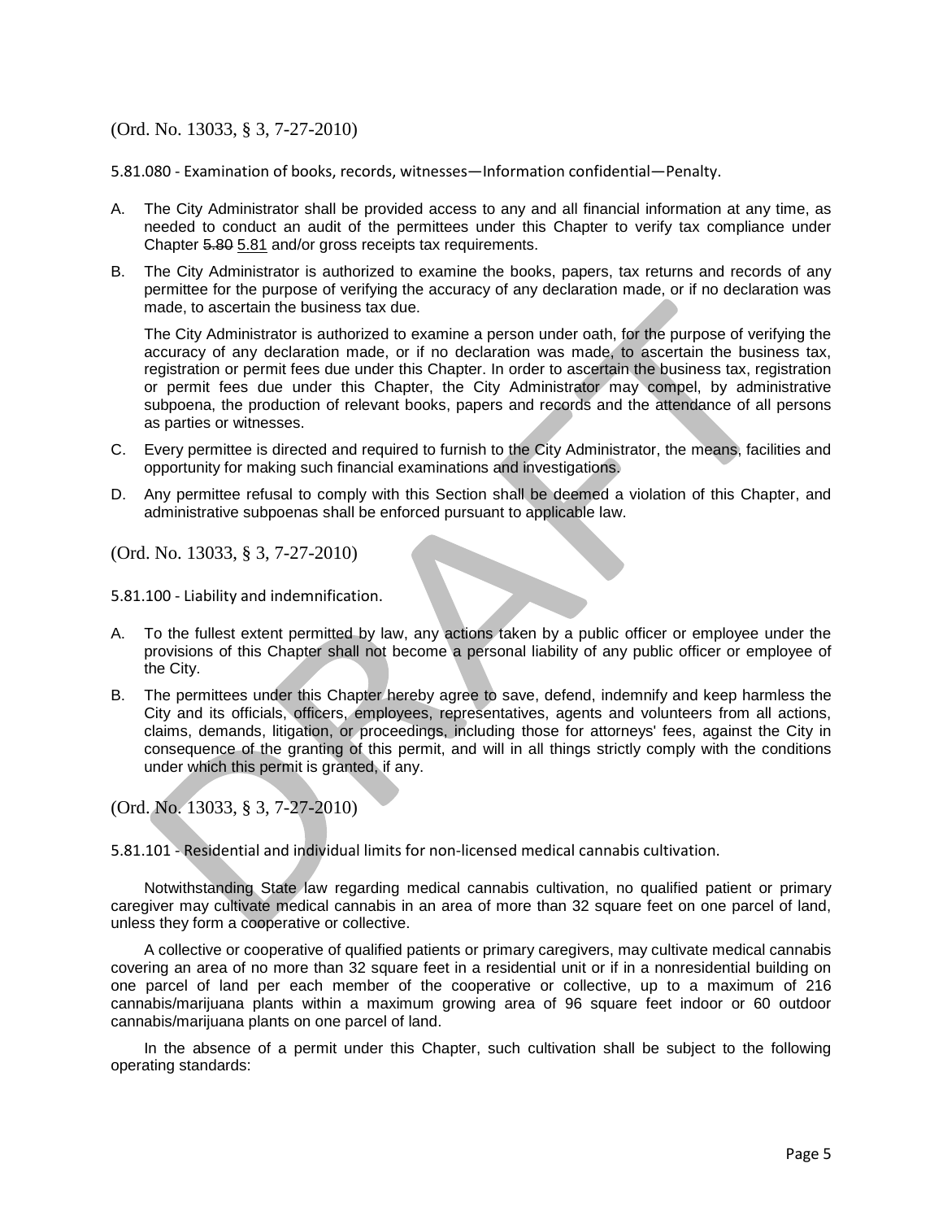(Ord. No. 13033, § 3, 7-27-2010)

5.81.080 - Examination of books, records, witnesses—Information confidential—Penalty.

A. The City Administrator shall be provided access to any and all financial information at any time, as needed to conduct an audit of the permittees under this Chapter to verify tax compliance under Chapter ~~5.80~~ 5.81 and/or gross receipts tax requirements.

B. The City Administrator is authorized to examine the books, papers, tax returns and records of any permittee for the purpose of verifying the accuracy of any declaration made, or if no declaration was made, to ascertain the business tax due.

   The City Administrator is authorized to examine a person under oath, for the purpose of verifying the accuracy of any declaration made, or if no declaration was made, to ascertain the business tax, registration or permit fees due under this Chapter. In order to ascertain the business tax, registration or permit fees due under this Chapter, the City Administrator may compel, by administrative subpoena, the production of relevant books, papers and records and the attendance of all persons as parties or witnesses.

C. Every permittee is directed and required to furnish to the City Administrator, the means, facilities and opportunity for making such financial examinations and investigations.

D. Any permittee refusal to comply with this Section shall be deemed a violation of this Chapter, and administrative subpoenas shall be enforced pursuant to applicable law.

(Ord. No. 13033, § 3, 7-27-2010)

5.81.100 - Liability and indemnification.

A. To the fullest extent permitted by law, any actions taken by a public officer or employee under the provisions of this Chapter shall not become a personal liability of any public officer or employee of the City.

B. The permittees under this Chapter hereby agree to save, defend, indemnify and keep harmless the City and its officials, officers, employees, representatives, agents and volunteers from all actions, claims, demands, litigation, or proceedings, including those for attorneys' fees, against the City in consequence of the granting of this permit, and will in all things strictly comply with the conditions under which this permit is granted, if any.

(Ord. No. 13033, § 3, 7-27-2010)

5.81.101 - Residential and individual limits for non-licensed medical cannabis cultivation.

Notwithstanding State law regarding medical cannabis cultivation, no qualified patient or primary caregiver may cultivate medical cannabis in an area of more than 32 square feet on one parcel of land, unless they form a cooperative or collective.

A collective or cooperative of qualified patients or primary caregivers, may cultivate medical cannabis covering an area of no more than 32 square feet in a residential unit or if in a nonresidential building on one parcel of land per each member of the cooperative or collective, up to a maximum of 216 cannabis/marijuana plants within a maximum growing area of 96 square feet indoor or 60 outdoor cannabis/marijuana plants on one parcel of land.

In the absence of a permit under this Chapter, such cultivation shall be subject to the following operating standards: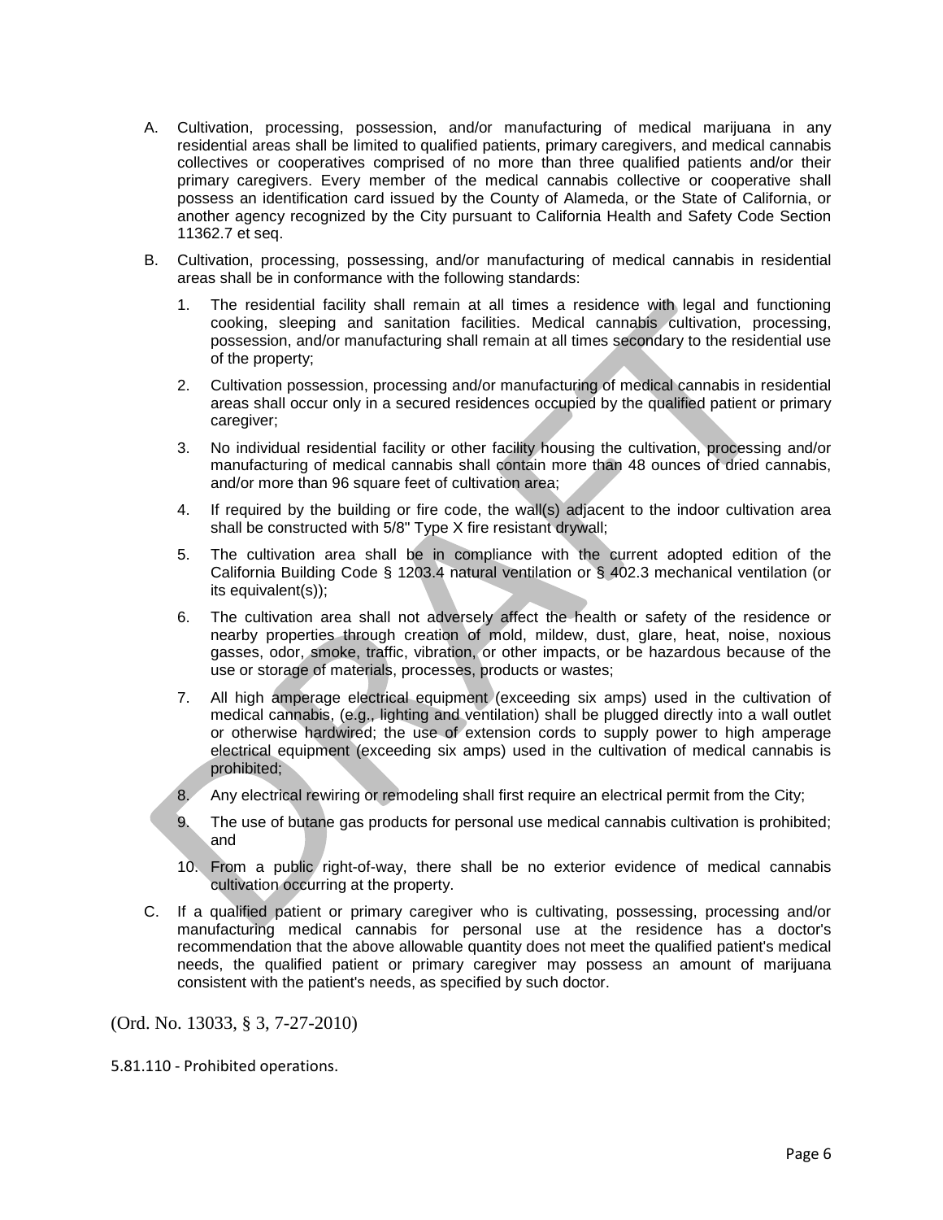A. Cultivation, processing, possession, and/or manufacturing of medical marijuana in any residential areas shall be limited to qualified patients, primary caregivers, and medical cannabis collectives or cooperatives comprised of no more than three qualified patients and/or their primary caregivers. Every member of the medical cannabis collective or cooperative shall possess an identification card issued by the County of Alameda, or the State of California, or another agency recognized by the City pursuant to California Health and Safety Code Section 11362.7 et seq.

B. Cultivation, processing, possessing, and/or manufacturing of medical cannabis in residential areas shall be in conformance with the following standards:

   1. The residential facility shall remain at all times a residence with legal and functioning cooking, sleeping and sanitation facilities. Medical cannabis cultivation, processing, possession, and/or manufacturing shall remain at all times secondary to the residential use of the property;

   2. Cultivation possession, processing and/or manufacturing of medical cannabis in residential areas shall occur only in a secured residences occupied by the qualified patient or primary caregiver;

   3. No individual residential facility or other facility housing the cultivation, processing and/or manufacturing of medical cannabis shall contain more than 48 ounces of dried cannabis, and/or more than 96 square feet of cultivation area;

   4. If required by the building or fire code, the wall(s) adjacent to the indoor cultivation area shall be constructed with 5/8" Type X fire resistant drywall;

   5. The cultivation area shall be in compliance with the current adopted edition of the California Building Code § 1203.4 natural ventilation or § 402.3 mechanical ventilation (or its equivalent(s));

   6. The cultivation area shall not adversely affect the health or safety of the residence or nearby properties through creation of mold, mildew, dust, glare, heat, noise, noxious gasses, odor, smoke, traffic, vibration, or other impacts, or be hazardous because of the use or storage of materials, processes, products or wastes;

   7. All high amperage electrical equipment (exceeding six amps) used in the cultivation of medical cannabis, (e.g., lighting and ventilation) shall be plugged directly into a wall outlet or otherwise hardwired; the use of extension cords to supply power to high amperage electrical equipment (exceeding six amps) used in the cultivation of medical cannabis is prohibited;

   8. Any electrical rewiring or remodeling shall first require an electrical permit from the City;

   9. The use of butane gas products for personal use medical cannabis cultivation is prohibited; and

   10. From a public right-of-way, there shall be no exterior evidence of medical cannabis cultivation occurring at the property.

C. If a qualified patient or primary caregiver who is cultivating, possessing, processing and/or manufacturing medical cannabis for personal use at the residence has a doctor's recommendation that the above allowable quantity does not meet the qualified patient's medical needs, the qualified patient or primary caregiver may possess an amount of marijuana consistent with the patient's needs, as specified by such doctor.

(Ord. No. 13033, § 3, 7-27-2010)

5.81.110 - Prohibited operations.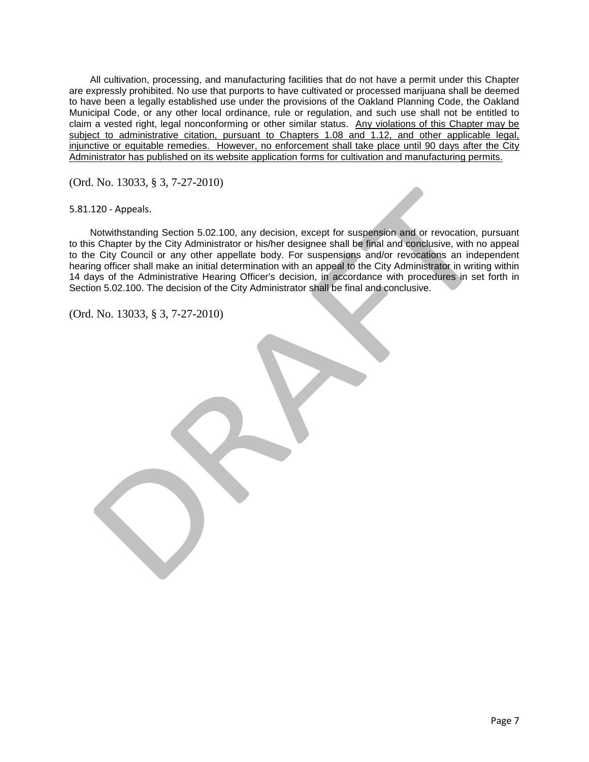All cultivation, processing, and manufacturing facilities that do not have a permit under this Chapter are expressly prohibited. No use that purports to have cultivated or processed marijuana shall be deemed to have been a legally established use under the provisions of the Oakland Planning Code, the Oakland Municipal Code, or any other local ordinance, rule or regulation, and such use shall not be entitled to claim a vested right, legal nonconforming or other similar status. <u>Any violations of this Chapter may be subject to administrative citation, pursuant to Chapters 1.08 and 1.12, and other applicable legal, injunctive or equitable remedies. However, no enforcement shall take place until 90 days after the City Administrator has published on its website application forms for cultivation and manufacturing permits.</u>

(Ord. No. 13033, § 3, 7-27-2010)

5.81.120 - Appeals.

Notwithstanding Section 5.02.100, any decision, except for suspension and or revocation, pursuant to this Chapter by the City Administrator or his/her designee shall be final and conclusive, with no appeal to the City Council or any other appellate body. For suspensions and/or revocations an independent hearing officer shall make an initial determination with an appeal to the City Administrator in writing within 14 days of the Administrative Hearing Officer's decision, in accordance with procedures in set forth in Section 5.02.100. The decision of the City Administrator shall be final and conclusive.

(Ord. No. 13033, § 3, 7-27-2010)